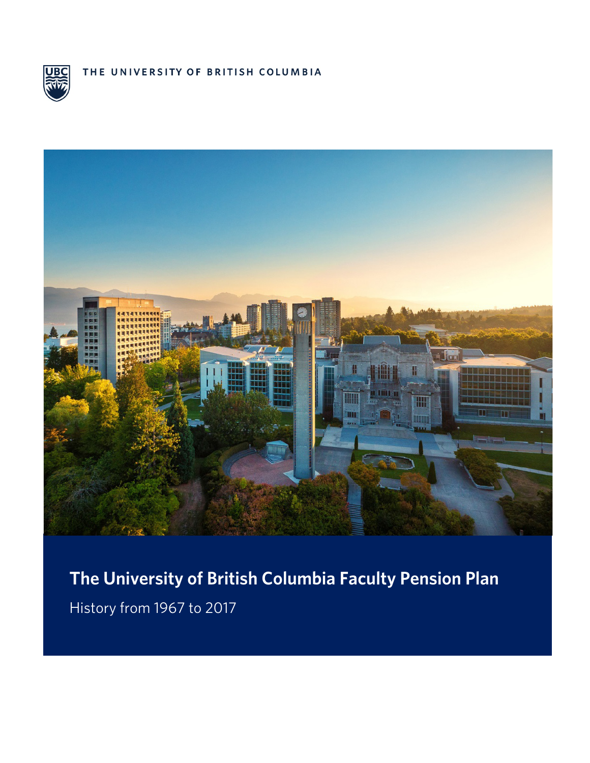THE UNIVERSITY OF BRITISH COLUMBIA

# The University of British Columbia Faculty Pension Plan

History from 1967 to 2017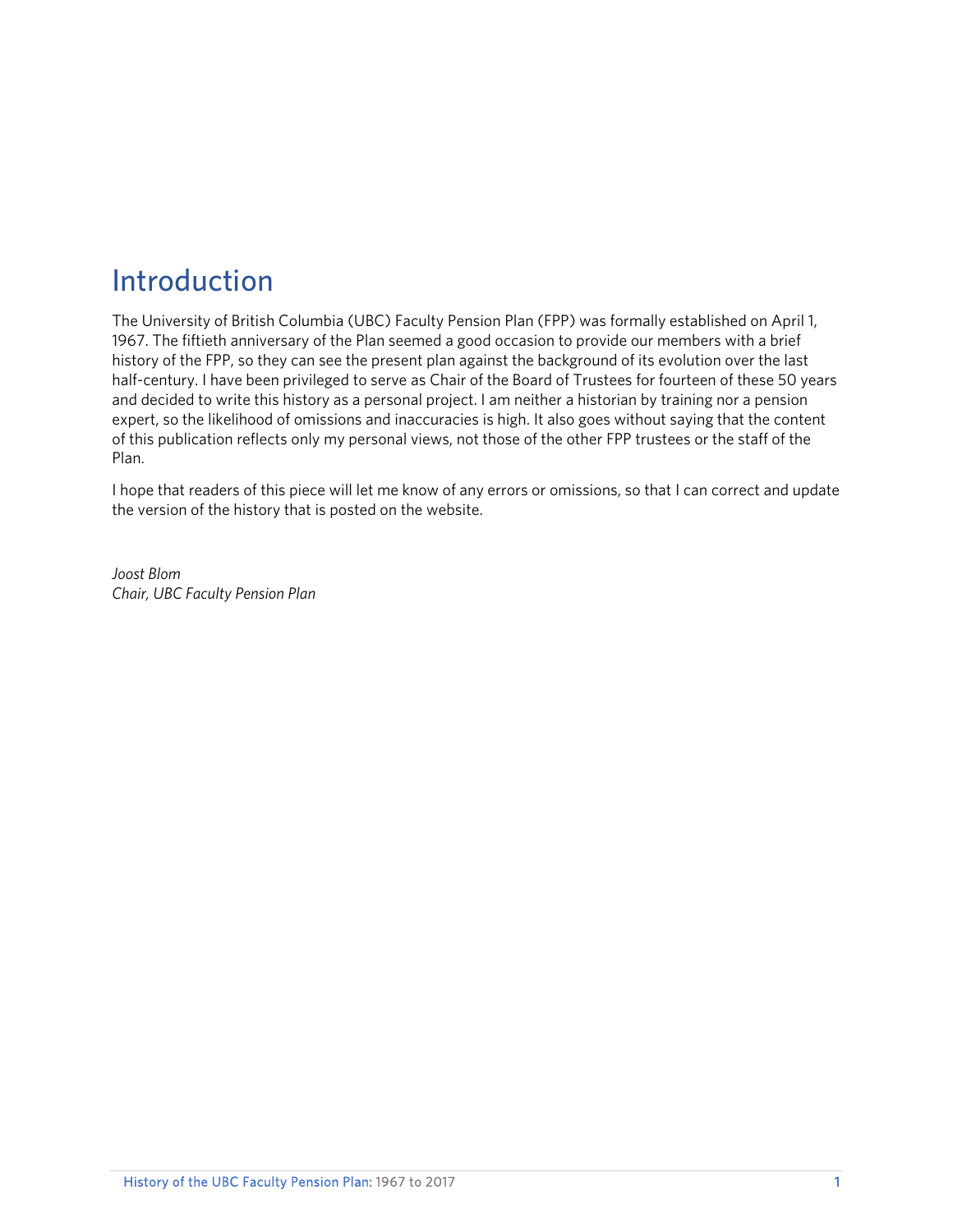# Introduction

The University of British Columbia (UBC) Faculty Pension Plan (FPP) was formally established on April 1, 1967. The fiftieth anniversary of the Plan seemed a good occasion to provide our members with a brief history of the FPP, so they can see the present plan against the background of its evolution over the last half-century. I have been privileged to serve as Chair of the Board of Trustees for fourteen of these 50 years and decided to write this history as a personal project. I am neither a historian by training nor a pension expert, so the likelihood of omissions and inaccuracies is high. It also goes without saying that the content of this publication reflects only my personal views, not those of the other FPP trustees or the staff of the Plan.

I hope that readers of this piece will let me know of any errors or omissions, so that I can correct and update the version of the history that is posted on the website.

*Joost Blom*
*Chair, UBC Faculty Pension Plan*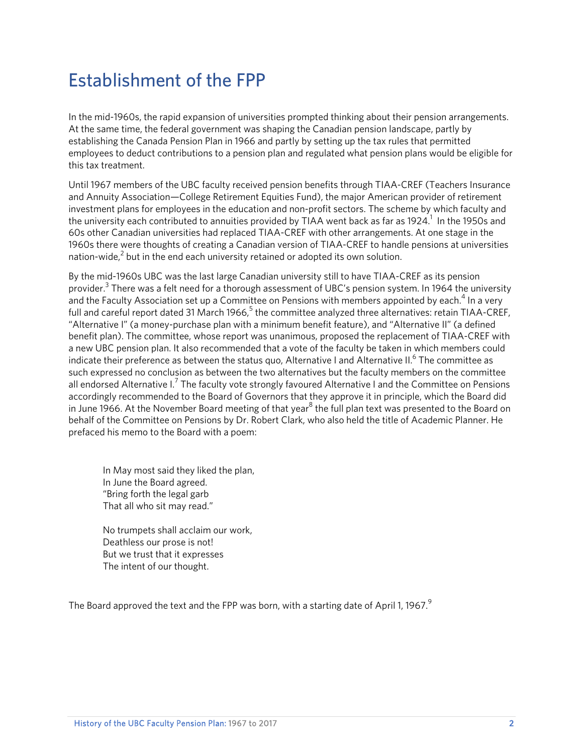# Establishment of the FPP

In the mid-1960s, the rapid expansion of universities prompted thinking about their pension arrangements. At the same time, the federal government was shaping the Canadian pension landscape, partly by establishing the Canada Pension Plan in 1966 and partly by setting up the tax rules that permitted employees to deduct contributions to a pension plan and regulated what pension plans would be eligible for this tax treatment.

Until 1967 members of the UBC faculty received pension benefits through TIAA-CREF (Teachers Insurance and Annuity Association—College Retirement Equities Fund), the major American provider of retirement investment plans for employees in the education and non-profit sectors. The scheme by which faculty and the university each contributed to annuities provided by TIAA went back as far as 1924.[1] In the 1950s and 60s other Canadian universities had replaced TIAA-CREF with other arrangements. At one stage in the 1960s there were thoughts of creating a Canadian version of TIAA-CREF to handle pensions at universities nation-wide,[2] but in the end each university retained or adopted its own solution.

By the mid-1960s UBC was the last large Canadian university still to have TIAA-CREF as its pension provider.[3] There was a felt need for a thorough assessment of UBC's pension system. In 1964 the university and the Faculty Association set up a Committee on Pensions with members appointed by each.[4] In a very full and careful report dated 31 March 1966,[5] the committee analyzed three alternatives: retain TIAA-CREF, "Alternative I" (a money-purchase plan with a minimum benefit feature), and "Alternative II" (a defined benefit plan). The committee, whose report was unanimous, proposed the replacement of TIAA-CREF with a new UBC pension plan. It also recommended that a vote of the faculty be taken in which members could indicate their preference as between the status quo, Alternative I and Alternative II.[6] The committee as such expressed no conclusion as between the two alternatives but the faculty members on the committee all endorsed Alternative I.[7] The faculty vote strongly favoured Alternative I and the Committee on Pensions accordingly recommended to the Board of Governors that they approve it in principle, which the Board did in June 1966. At the November Board meeting of that year[8] the full plan text was presented to the Board on behalf of the Committee on Pensions by Dr. Robert Clark, who also held the title of Academic Planner. He prefaced his memo to the Board with a poem:

> In May most said they liked the plan,
> In June the Board agreed.
> "Bring forth the legal garb
> That all who sit may read."
>
> No trumpets shall acclaim our work,
> Deathless our prose is not!
> But we trust that it expresses
> The intent of our thought.

The Board approved the text and the FPP was born, with a starting date of April 1, 1967.[9]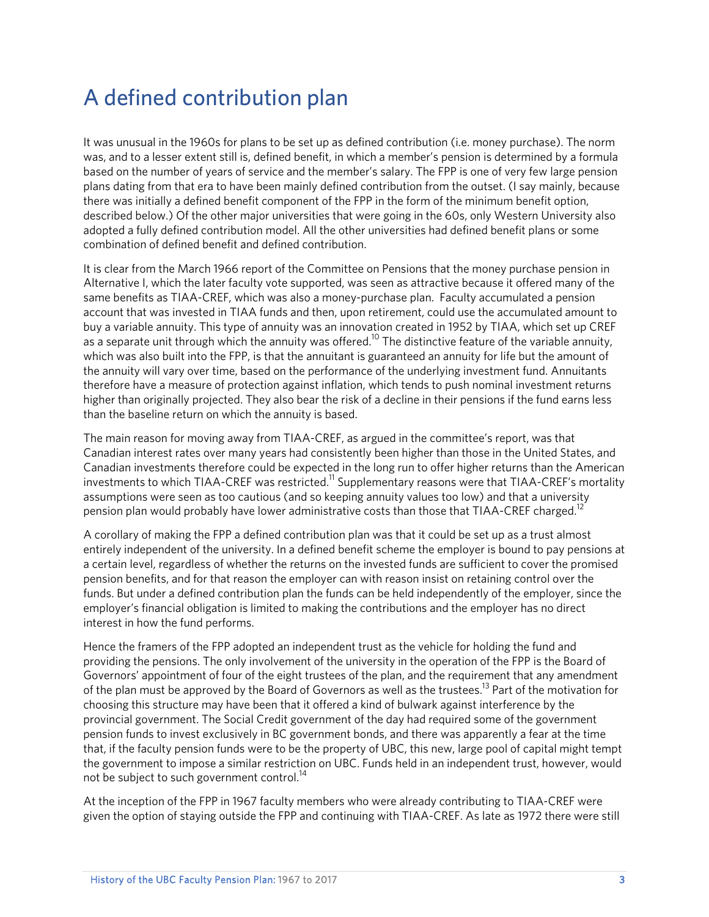# A defined contribution plan

It was unusual in the 1960s for plans to be set up as defined contribution (i.e. money purchase). The norm was, and to a lesser extent still is, defined benefit, in which a member's pension is determined by a formula based on the number of years of service and the member's salary. The FPP is one of very few large pension plans dating from that era to have been mainly defined contribution from the outset. (I say mainly, because there was initially a defined benefit component of the FPP in the form of the minimum benefit option, described below.) Of the other major universities that were going in the 60s, only Western University also adopted a fully defined contribution model. All the other universities had defined benefit plans or some combination of defined benefit and defined contribution.

It is clear from the March 1966 report of the Committee on Pensions that the money purchase pension in Alternative I, which the later faculty vote supported, was seen as attractive because it offered many of the same benefits as TIAA-CREF, which was also a money-purchase plan. Faculty accumulated a pension account that was invested in TIAA funds and then, upon retirement, could use the accumulated amount to buy a variable annuity. This type of annuity was an innovation created in 1952 by TIAA, which set up CREF as a separate unit through which the annuity was offered.[10] The distinctive feature of the variable annuity, which was also built into the FPP, is that the annuitant is guaranteed an annuity for life but the amount of the annuity will vary over time, based on the performance of the underlying investment fund. Annuitants therefore have a measure of protection against inflation, which tends to push nominal investment returns higher than originally projected. They also bear the risk of a decline in their pensions if the fund earns less than the baseline return on which the annuity is based.

The main reason for moving away from TIAA-CREF, as argued in the committee's report, was that Canadian interest rates over many years had consistently been higher than those in the United States, and Canadian investments therefore could be expected in the long run to offer higher returns than the American investments to which TIAA-CREF was restricted.[11] Supplementary reasons were that TIAA-CREF's mortality assumptions were seen as too cautious (and so keeping annuity values too low) and that a university pension plan would probably have lower administrative costs than those that TIAA-CREF charged.[12]

A corollary of making the FPP a defined contribution plan was that it could be set up as a trust almost entirely independent of the university. In a defined benefit scheme the employer is bound to pay pensions at a certain level, regardless of whether the returns on the invested funds are sufficient to cover the promised pension benefits, and for that reason the employer can with reason insist on retaining control over the funds. But under a defined contribution plan the funds can be held independently of the employer, since the employer's financial obligation is limited to making the contributions and the employer has no direct interest in how the fund performs.

Hence the framers of the FPP adopted an independent trust as the vehicle for holding the fund and providing the pensions. The only involvement of the university in the operation of the FPP is the Board of Governors' appointment of four of the eight trustees of the plan, and the requirement that any amendment of the plan must be approved by the Board of Governors as well as the trustees.[13] Part of the motivation for choosing this structure may have been that it offered a kind of bulwark against interference by the provincial government. The Social Credit government of the day had required some of the government pension funds to invest exclusively in BC government bonds, and there was apparently a fear at the time that, if the faculty pension funds were to be the property of UBC, this new, large pool of capital might tempt the government to impose a similar restriction on UBC. Funds held in an independent trust, however, would not be subject to such government control.[14]

At the inception of the FPP in 1967 faculty members who were already contributing to TIAA-CREF were given the option of staying outside the FPP and continuing with TIAA-CREF. As late as 1972 there were still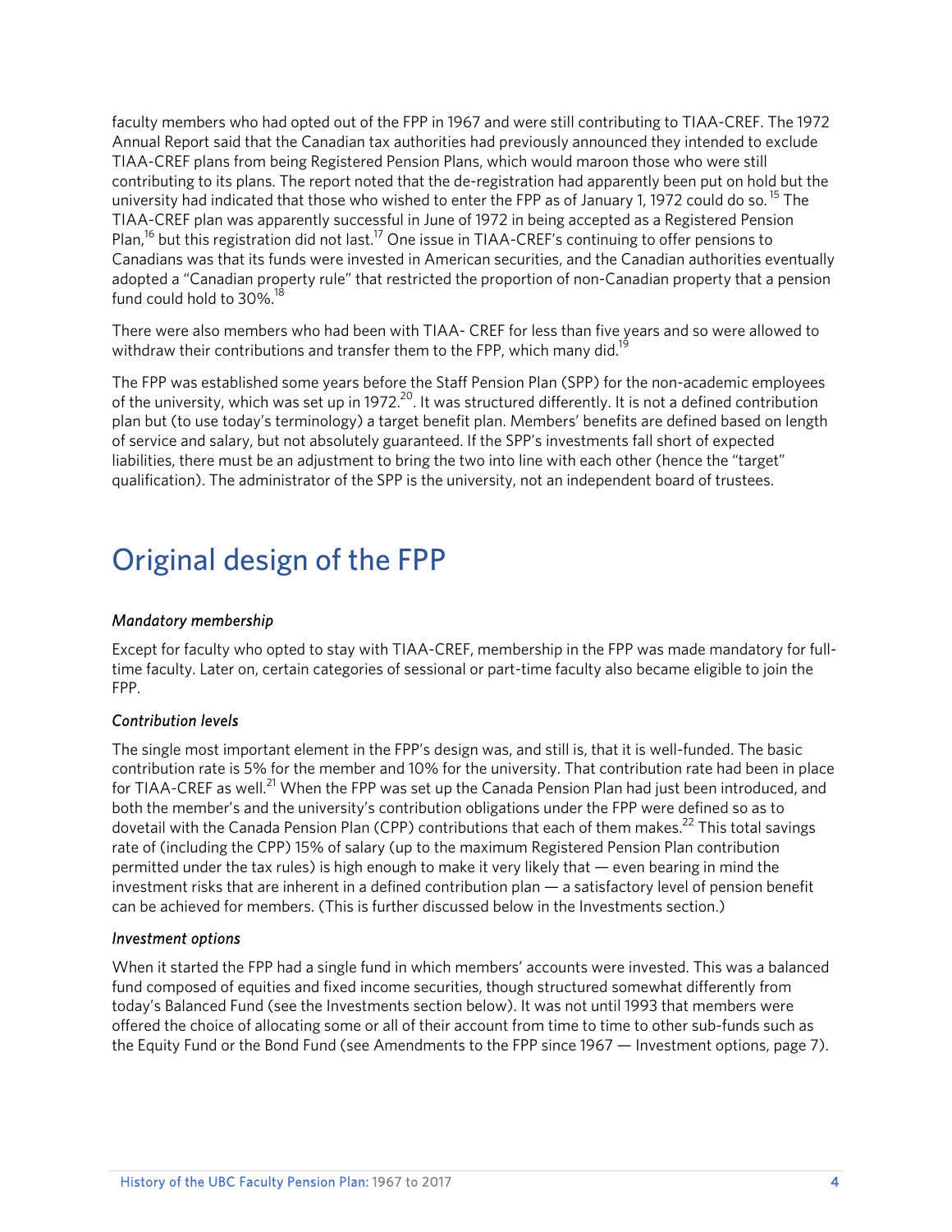faculty members who had opted out of the FPP in 1967 and were still contributing to TIAA-CREF. The 1972 Annual Report said that the Canadian tax authorities had previously announced they intended to exclude TIAA-CREF plans from being Registered Pension Plans, which would maroon those who were still contributing to its plans. The report noted that the de-registration had apparently been put on hold but the university had indicated that those who wished to enter the FPP as of January 1, 1972 could do so.[15] The TIAA-CREF plan was apparently successful in June of 1972 in being accepted as a Registered Pension Plan,[16] but this registration did not last.[17] One issue in TIAA-CREF's continuing to offer pensions to Canadians was that its funds were invested in American securities, and the Canadian authorities eventually adopted a "Canadian property rule" that restricted the proportion of non-Canadian property that a pension fund could hold to 30%.[18]

There were also members who had been with TIAA- CREF for less than five years and so were allowed to withdraw their contributions and transfer them to the FPP, which many did.[19]

The FPP was established some years before the Staff Pension Plan (SPP) for the non-academic employees of the university, which was set up in 1972.[20]. It was structured differently. It is not a defined contribution plan but (to use today's terminology) a target benefit plan. Members' benefits are defined based on length of service and salary, but not absolutely guaranteed. If the SPP's investments fall short of expected liabilities, there must be an adjustment to bring the two into line with each other (hence the "target" qualification). The administrator of the SPP is the university, not an independent board of trustees.

# Original design of the FPP

*Mandatory membership*

Except for faculty who opted to stay with TIAA-CREF, membership in the FPP was made mandatory for full-time faculty. Later on, certain categories of sessional or part-time faculty also became eligible to join the FPP.

*Contribution levels*

The single most important element in the FPP's design was, and still is, that it is well-funded. The basic contribution rate is 5% for the member and 10% for the university. That contribution rate had been in place for TIAA-CREF as well.[21] When the FPP was set up the Canada Pension Plan had just been introduced, and both the member's and the university's contribution obligations under the FPP were defined so as to dovetail with the Canada Pension Plan (CPP) contributions that each of them makes.[22] This total savings rate of (including the CPP) 15% of salary (up to the maximum Registered Pension Plan contribution permitted under the tax rules) is high enough to make it very likely that — even bearing in mind the investment risks that are inherent in a defined contribution plan — a satisfactory level of pension benefit can be achieved for members. (This is further discussed below in the Investments section.)

*Investment options*

When it started the FPP had a single fund in which members' accounts were invested. This was a balanced fund composed of equities and fixed income securities, though structured somewhat differently from today's Balanced Fund (see the Investments section below). It was not until 1993 that members were offered the choice of allocating some or all of their account from time to time to other sub-funds such as the Equity Fund or the Bond Fund (see Amendments to the FPP since 1967 — Investment options, page 7).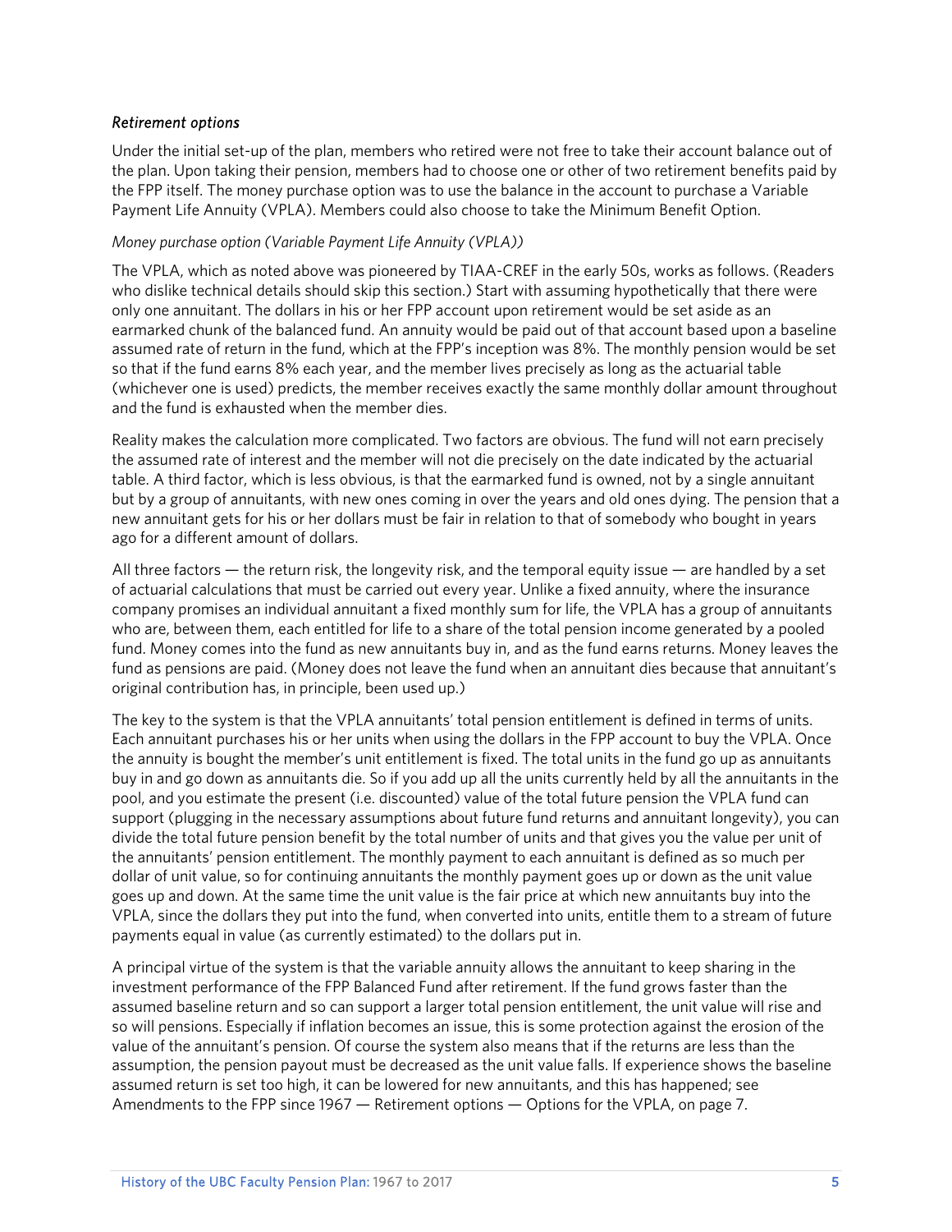### *Retirement options*

Under the initial set-up of the plan, members who retired were not free to take their account balance out of the plan. Upon taking their pension, members had to choose one or other of two retirement benefits paid by the FPP itself. The money purchase option was to use the balance in the account to purchase a Variable Payment Life Annuity (VPLA). Members could also choose to take the Minimum Benefit Option.

#### *Money purchase option (Variable Payment Life Annuity (VPLA))*

The VPLA, which as noted above was pioneered by TIAA-CREF in the early 50s, works as follows. (Readers who dislike technical details should skip this section.) Start with assuming hypothetically that there were only one annuitant. The dollars in his or her FPP account upon retirement would be set aside as an earmarked chunk of the balanced fund. An annuity would be paid out of that account based upon a baseline assumed rate of return in the fund, which at the FPP's inception was 8%. The monthly pension would be set so that if the fund earns 8% each year, and the member lives precisely as long as the actuarial table (whichever one is used) predicts, the member receives exactly the same monthly dollar amount throughout and the fund is exhausted when the member dies.

Reality makes the calculation more complicated. Two factors are obvious. The fund will not earn precisely the assumed rate of interest and the member will not die precisely on the date indicated by the actuarial table. A third factor, which is less obvious, is that the earmarked fund is owned, not by a single annuitant but by a group of annuitants, with new ones coming in over the years and old ones dying. The pension that a new annuitant gets for his or her dollars must be fair in relation to that of somebody who bought in years ago for a different amount of dollars.

All three factors — the return risk, the longevity risk, and the temporal equity issue — are handled by a set of actuarial calculations that must be carried out every year. Unlike a fixed annuity, where the insurance company promises an individual annuitant a fixed monthly sum for life, the VPLA has a group of annuitants who are, between them, each entitled for life to a share of the total pension income generated by a pooled fund. Money comes into the fund as new annuitants buy in, and as the fund earns returns. Money leaves the fund as pensions are paid. (Money does not leave the fund when an annuitant dies because that annuitant's original contribution has, in principle, been used up.)

The key to the system is that the VPLA annuitants' total pension entitlement is defined in terms of units. Each annuitant purchases his or her units when using the dollars in the FPP account to buy the VPLA. Once the annuity is bought the member's unit entitlement is fixed. The total units in the fund go up as annuitants buy in and go down as annuitants die. So if you add up all the units currently held by all the annuitants in the pool, and you estimate the present (i.e. discounted) value of the total future pension the VPLA fund can support (plugging in the necessary assumptions about future fund returns and annuitant longevity), you can divide the total future pension benefit by the total number of units and that gives you the value per unit of the annuitants' pension entitlement. The monthly payment to each annuitant is defined as so much per dollar of unit value, so for continuing annuitants the monthly payment goes up or down as the unit value goes up and down. At the same time the unit value is the fair price at which new annuitants buy into the VPLA, since the dollars they put into the fund, when converted into units, entitle them to a stream of future payments equal in value (as currently estimated) to the dollars put in.

A principal virtue of the system is that the variable annuity allows the annuitant to keep sharing in the investment performance of the FPP Balanced Fund after retirement. If the fund grows faster than the assumed baseline return and so can support a larger total pension entitlement, the unit value will rise and so will pensions. Especially if inflation becomes an issue, this is some protection against the erosion of the value of the annuitant's pension. Of course the system also means that if the returns are less than the assumption, the pension payout must be decreased as the unit value falls. If experience shows the baseline assumed return is set too high, it can be lowered for new annuitants, and this has happened; see Amendments to the FPP since 1967 — Retirement options — Options for the VPLA, on page 7.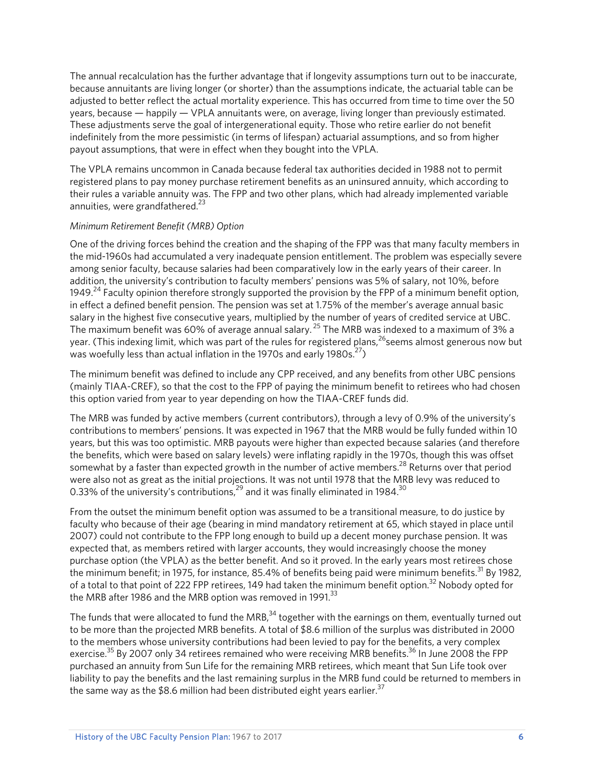The annual recalculation has the further advantage that if longevity assumptions turn out to be inaccurate, because annuitants are living longer (or shorter) than the assumptions indicate, the actuarial table can be adjusted to better reflect the actual mortality experience. This has occurred from time to time over the 50 years, because — happily — VPLA annuitants were, on average, living longer than previously estimated. These adjustments serve the goal of intergenerational equity. Those who retire earlier do not benefit indefinitely from the more pessimistic (in terms of lifespan) actuarial assumptions, and so from higher payout assumptions, that were in effect when they bought into the VPLA.

The VPLA remains uncommon in Canada because federal tax authorities decided in 1988 not to permit registered plans to pay money purchase retirement benefits as an uninsured annuity, which according to their rules a variable annuity was. The FPP and two other plans, which had already implemented variable annuities, were grandfathered.[23]

*Minimum Retirement Benefit (MRB) Option*

One of the driving forces behind the creation and the shaping of the FPP was that many faculty members in the mid-1960s had accumulated a very inadequate pension entitlement. The problem was especially severe among senior faculty, because salaries had been comparatively low in the early years of their career. In addition, the university's contribution to faculty members' pensions was 5% of salary, not 10%, before 1949.[24] Faculty opinion therefore strongly supported the provision by the FPP of a minimum benefit option, in effect a defined benefit pension. The pension was set at 1.75% of the member's average annual basic salary in the highest five consecutive years, multiplied by the number of years of credited service at UBC. The maximum benefit was 60% of average annual salary.[25] The MRB was indexed to a maximum of 3% a year. (This indexing limit, which was part of the rules for registered plans,[26] seems almost generous now but was woefully less than actual inflation in the 1970s and early 1980s.[27])

The minimum benefit was defined to include any CPP received, and any benefits from other UBC pensions (mainly TIAA-CREF), so that the cost to the FPP of paying the minimum benefit to retirees who had chosen this option varied from year to year depending on how the TIAA-CREF funds did.

The MRB was funded by active members (current contributors), through a levy of 0.9% of the university's contributions to members' pensions. It was expected in 1967 that the MRB would be fully funded within 10 years, but this was too optimistic. MRB payouts were higher than expected because salaries (and therefore the benefits, which were based on salary levels) were inflating rapidly in the 1970s, though this was offset somewhat by a faster than expected growth in the number of active members.[28] Returns over that period were also not as great as the initial projections. It was not until 1978 that the MRB levy was reduced to 0.33% of the university's contributions,[29] and it was finally eliminated in 1984.[30]

From the outset the minimum benefit option was assumed to be a transitional measure, to do justice by faculty who because of their age (bearing in mind mandatory retirement at 65, which stayed in place until 2007) could not contribute to the FPP long enough to build up a decent money purchase pension. It was expected that, as members retired with larger accounts, they would increasingly choose the money purchase option (the VPLA) as the better benefit. And so it proved. In the early years most retirees chose the minimum benefit; in 1975, for instance, 85.4% of benefits being paid were minimum benefits.[31] By 1982, of a total to that point of 222 FPP retirees, 149 had taken the minimum benefit option.[32] Nobody opted for the MRB after 1986 and the MRB option was removed in 1991.[33]

The funds that were allocated to fund the MRB,[34] together with the earnings on them, eventually turned out to be more than the projected MRB benefits. A total of $8.6 million of the surplus was distributed in 2000 to the members whose university contributions had been levied to pay for the benefits, a very complex exercise.[35] By 2007 only 34 retirees remained who were receiving MRB benefits.[36] In June 2008 the FPP purchased an annuity from Sun Life for the remaining MRB retirees, which meant that Sun Life took over liability to pay the benefits and the last remaining surplus in the MRB fund could be returned to members in the same way as the $8.6 million had been distributed eight years earlier.[37]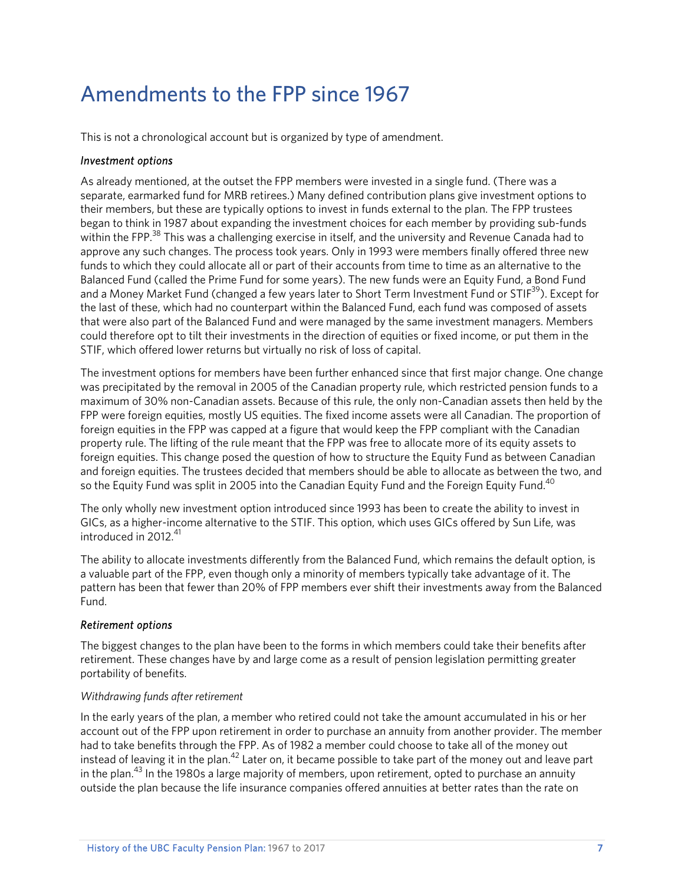# Amendments to the FPP since 1967

This is not a chronological account but is organized by type of amendment.

### *Investment options*

As already mentioned, at the outset the FPP members were invested in a single fund. (There was a separate, earmarked fund for MRB retirees.) Many defined contribution plans give investment options to their members, but these are typically options to invest in funds external to the plan. The FPP trustees began to think in 1987 about expanding the investment choices for each member by providing sub-funds within the FPP.[38] This was a challenging exercise in itself, and the university and Revenue Canada had to approve any such changes. The process took years. Only in 1993 were members finally offered three new funds to which they could allocate all or part of their accounts from time to time as an alternative to the Balanced Fund (called the Prime Fund for some years). The new funds were an Equity Fund, a Bond Fund and a Money Market Fund (changed a few years later to Short Term Investment Fund or STIF[39]). Except for the last of these, which had no counterpart within the Balanced Fund, each fund was composed of assets that were also part of the Balanced Fund and were managed by the same investment managers. Members could therefore opt to tilt their investments in the direction of equities or fixed income, or put them in the STIF, which offered lower returns but virtually no risk of loss of capital.

The investment options for members have been further enhanced since that first major change. One change was precipitated by the removal in 2005 of the Canadian property rule, which restricted pension funds to a maximum of 30% non-Canadian assets. Because of this rule, the only non-Canadian assets then held by the FPP were foreign equities, mostly US equities. The fixed income assets were all Canadian. The proportion of foreign equities in the FPP was capped at a figure that would keep the FPP compliant with the Canadian property rule. The lifting of the rule meant that the FPP was free to allocate more of its equity assets to foreign equities. This change posed the question of how to structure the Equity Fund as between Canadian and foreign equities. The trustees decided that members should be able to allocate as between the two, and so the Equity Fund was split in 2005 into the Canadian Equity Fund and the Foreign Equity Fund.[40]

The only wholly new investment option introduced since 1993 has been to create the ability to invest in GICs, as a higher-income alternative to the STIF. This option, which uses GICs offered by Sun Life, was introduced in 2012.[41]

The ability to allocate investments differently from the Balanced Fund, which remains the default option, is a valuable part of the FPP, even though only a minority of members typically take advantage of it. The pattern has been that fewer than 20% of FPP members ever shift their investments away from the Balanced Fund.

### *Retirement options*

The biggest changes to the plan have been to the forms in which members could take their benefits after retirement. These changes have by and large come as a result of pension legislation permitting greater portability of benefits.

#### *Withdrawing funds after retirement*

In the early years of the plan, a member who retired could not take the amount accumulated in his or her account out of the FPP upon retirement in order to purchase an annuity from another provider. The member had to take benefits through the FPP. As of 1982 a member could choose to take all of the money out instead of leaving it in the plan.[42] Later on, it became possible to take part of the money out and leave part in the plan.[43] In the 1980s a large majority of members, upon retirement, opted to purchase an annuity outside the plan because the life insurance companies offered annuities at better rates than the rate on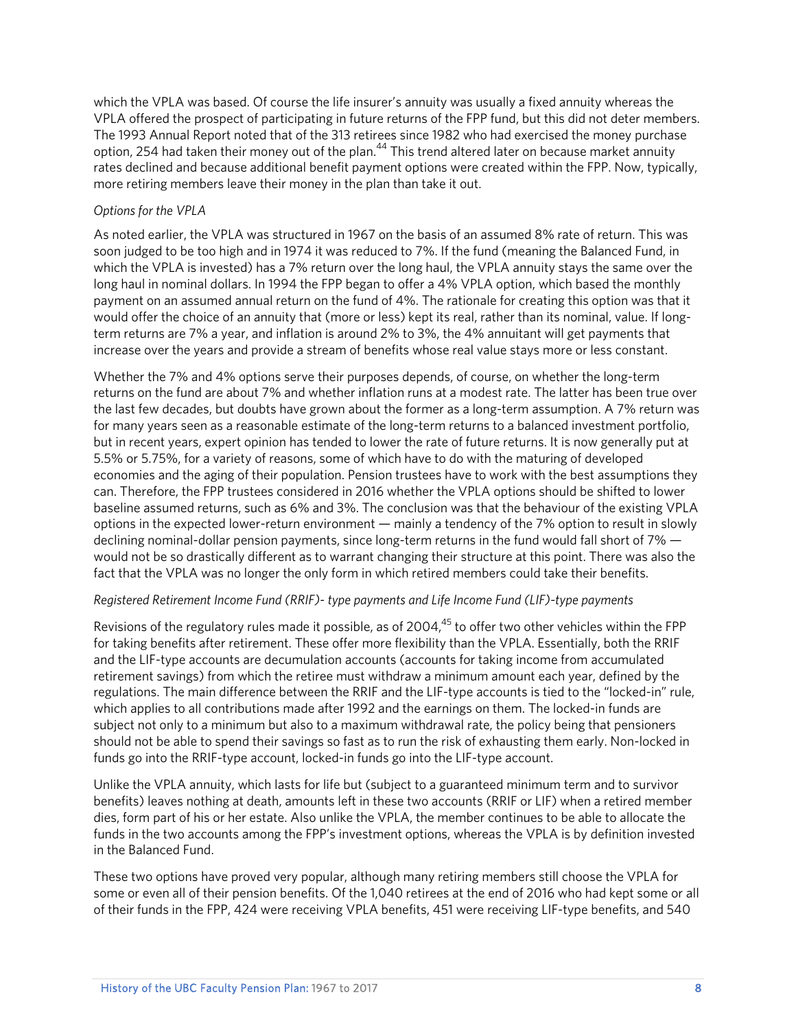which the VPLA was based. Of course the life insurer's annuity was usually a fixed annuity whereas the VPLA offered the prospect of participating in future returns of the FPP fund, but this did not deter members. The 1993 Annual Report noted that of the 313 retirees since 1982 who had exercised the money purchase option, 254 had taken their money out of the plan.[44] This trend altered later on because market annuity rates declined and because additional benefit payment options were created within the FPP. Now, typically, more retiring members leave their money in the plan than take it out.

*Options for the VPLA*

As noted earlier, the VPLA was structured in 1967 on the basis of an assumed 8% rate of return. This was soon judged to be too high and in 1974 it was reduced to 7%. If the fund (meaning the Balanced Fund, in which the VPLA is invested) has a 7% return over the long haul, the VPLA annuity stays the same over the long haul in nominal dollars. In 1994 the FPP began to offer a 4% VPLA option, which based the monthly payment on an assumed annual return on the fund of 4%. The rationale for creating this option was that it would offer the choice of an annuity that (more or less) kept its real, rather than its nominal, value. If long-term returns are 7% a year, and inflation is around 2% to 3%, the 4% annuitant will get payments that increase over the years and provide a stream of benefits whose real value stays more or less constant.

Whether the 7% and 4% options serve their purposes depends, of course, on whether the long-term returns on the fund are about 7% and whether inflation runs at a modest rate. The latter has been true over the last few decades, but doubts have grown about the former as a long-term assumption. A 7% return was for many years seen as a reasonable estimate of the long-term returns to a balanced investment portfolio, but in recent years, expert opinion has tended to lower the rate of future returns. It is now generally put at 5.5% or 5.75%, for a variety of reasons, some of which have to do with the maturing of developed economies and the aging of their population. Pension trustees have to work with the best assumptions they can. Therefore, the FPP trustees considered in 2016 whether the VPLA options should be shifted to lower baseline assumed returns, such as 6% and 3%. The conclusion was that the behaviour of the existing VPLA options in the expected lower-return environment — mainly a tendency of the 7% option to result in slowly declining nominal-dollar pension payments, since long-term returns in the fund would fall short of 7% — would not be so drastically different as to warrant changing their structure at this point. There was also the fact that the VPLA was no longer the only form in which retired members could take their benefits.

*Registered Retirement Income Fund (RRIF)- type payments and Life Income Fund (LIF)-type payments*

Revisions of the regulatory rules made it possible, as of 2004,[45] to offer two other vehicles within the FPP for taking benefits after retirement. These offer more flexibility than the VPLA. Essentially, both the RRIF and the LIF-type accounts are decumulation accounts (accounts for taking income from accumulated retirement savings) from which the retiree must withdraw a minimum amount each year, defined by the regulations. The main difference between the RRIF and the LIF-type accounts is tied to the "locked-in" rule, which applies to all contributions made after 1992 and the earnings on them. The locked-in funds are subject not only to a minimum but also to a maximum withdrawal rate, the policy being that pensioners should not be able to spend their savings so fast as to run the risk of exhausting them early. Non-locked in funds go into the RRIF-type account, locked-in funds go into the LIF-type account.

Unlike the VPLA annuity, which lasts for life but (subject to a guaranteed minimum term and to survivor benefits) leaves nothing at death, amounts left in these two accounts (RRIF or LIF) when a retired member dies, form part of his or her estate. Also unlike the VPLA, the member continues to be able to allocate the funds in the two accounts among the FPP's investment options, whereas the VPLA is by definition invested in the Balanced Fund.

These two options have proved very popular, although many retiring members still choose the VPLA for some or even all of their pension benefits. Of the 1,040 retirees at the end of 2016 who had kept some or all of their funds in the FPP, 424 were receiving VPLA benefits, 451 were receiving LIF-type benefits, and 540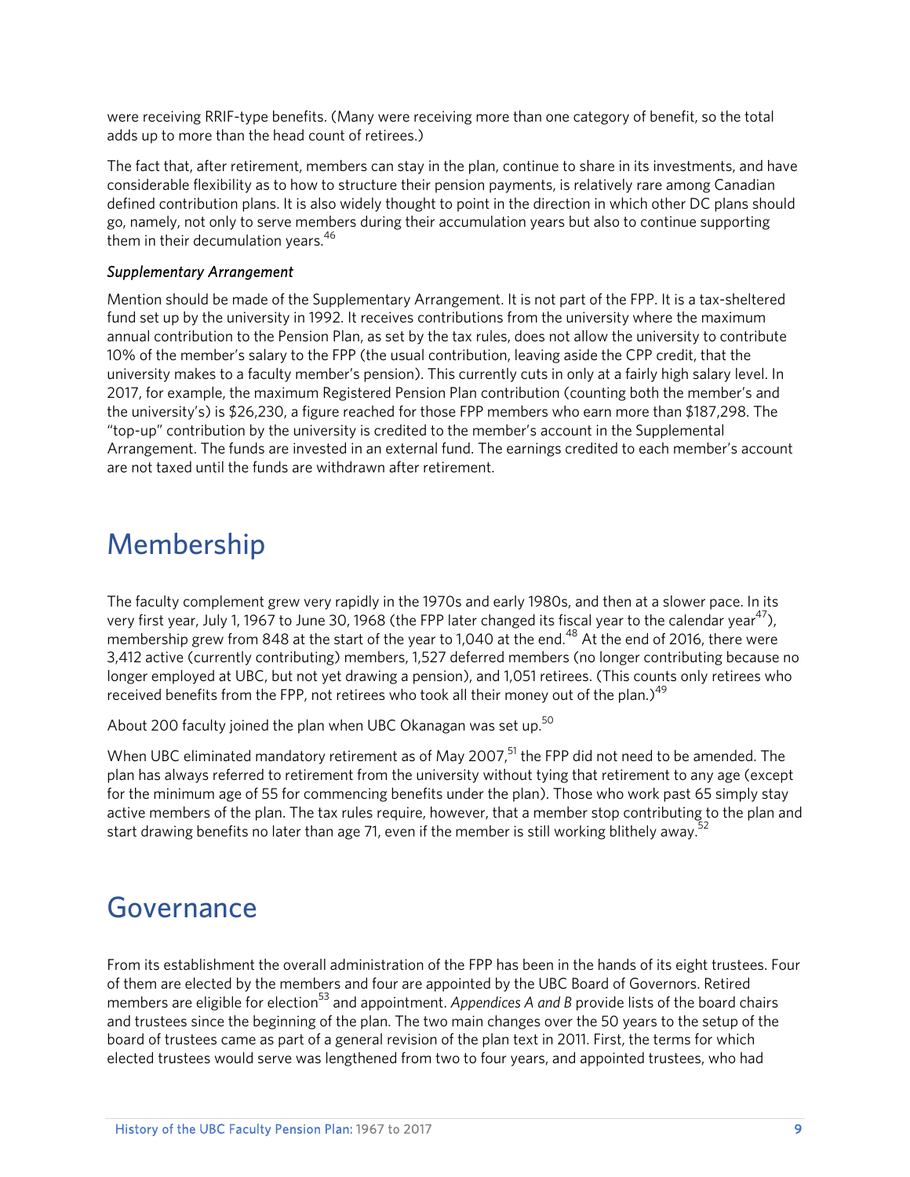were receiving RRIF-type benefits. (Many were receiving more than one category of benefit, so the total adds up to more than the head count of retirees.)

The fact that, after retirement, members can stay in the plan, continue to share in its investments, and have considerable flexibility as to how to structure their pension payments, is relatively rare among Canadian defined contribution plans. It is also widely thought to point in the direction in which other DC plans should go, namely, not only to serve members during their accumulation years but also to continue supporting them in their decumulation years.[46]

### *Supplementary Arrangement*

Mention should be made of the Supplementary Arrangement. It is not part of the FPP. It is a tax-sheltered fund set up by the university in 1992. It receives contributions from the university where the maximum annual contribution to the Pension Plan, as set by the tax rules, does not allow the university to contribute 10% of the member's salary to the FPP (the usual contribution, leaving aside the CPP credit, that the university makes to a faculty member's pension). This currently cuts in only at a fairly high salary level. In 2017, for example, the maximum Registered Pension Plan contribution (counting both the member's and the university's) is $26,230, a figure reached for those FPP members who earn more than $187,298. The "top-up" contribution by the university is credited to the member's account in the Supplemental Arrangement. The funds are invested in an external fund. The earnings credited to each member's account are not taxed until the funds are withdrawn after retirement.

# Membership

The faculty complement grew very rapidly in the 1970s and early 1980s, and then at a slower pace. In its very first year, July 1, 1967 to June 30, 1968 (the FPP later changed its fiscal year to the calendar year[47]), membership grew from 848 at the start of the year to 1,040 at the end.[48] At the end of 2016, there were 3,412 active (currently contributing) members, 1,527 deferred members (no longer contributing because no longer employed at UBC, but not yet drawing a pension), and 1,051 retirees. (This counts only retirees who received benefits from the FPP, not retirees who took all their money out of the plan.)[49]

About 200 faculty joined the plan when UBC Okanagan was set up.[50]

When UBC eliminated mandatory retirement as of May 2007,[51] the FPP did not need to be amended. The plan has always referred to retirement from the university without tying that retirement to any age (except for the minimum age of 55 for commencing benefits under the plan). Those who work past 65 simply stay active members of the plan. The tax rules require, however, that a member stop contributing to the plan and start drawing benefits no later than age 71, even if the member is still working blithely away.[52]

# Governance

From its establishment the overall administration of the FPP has been in the hands of its eight trustees. Four of them are elected by the members and four are appointed by the UBC Board of Governors. Retired members are eligible for election[53] and appointment. *Appendices A and B* provide lists of the board chairs and trustees since the beginning of the plan. The two main changes over the 50 years to the setup of the board of trustees came as part of a general revision of the plan text in 2011. First, the terms for which elected trustees would serve was lengthened from two to four years, and appointed trustees, who had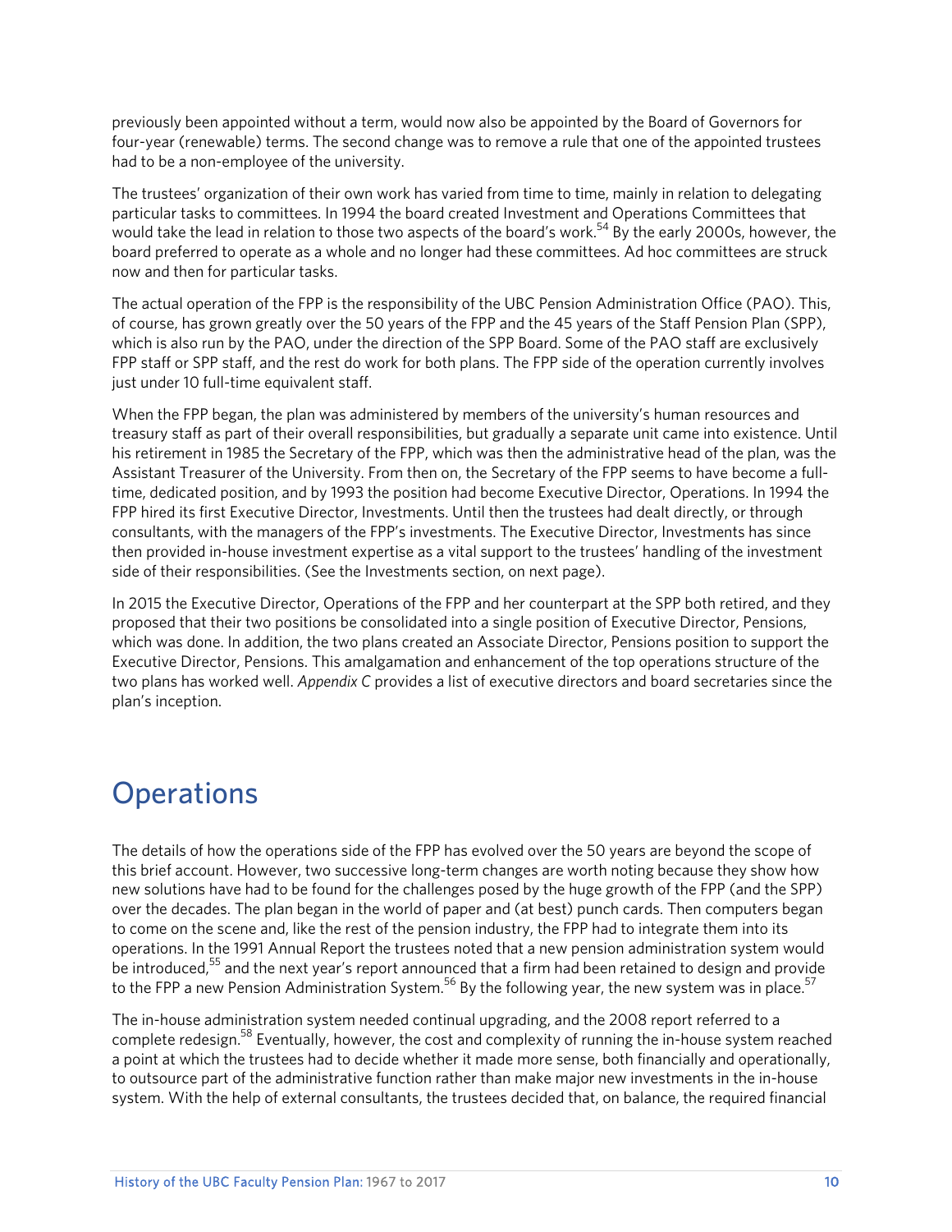previously been appointed without a term, would now also be appointed by the Board of Governors for four-year (renewable) terms. The second change was to remove a rule that one of the appointed trustees had to be a non-employee of the university.

The trustees' organization of their own work has varied from time to time, mainly in relation to delegating particular tasks to committees. In 1994 the board created Investment and Operations Committees that would take the lead in relation to those two aspects of the board's work.[54] By the early 2000s, however, the board preferred to operate as a whole and no longer had these committees. Ad hoc committees are struck now and then for particular tasks.

The actual operation of the FPP is the responsibility of the UBC Pension Administration Office (PAO). This, of course, has grown greatly over the 50 years of the FPP and the 45 years of the Staff Pension Plan (SPP), which is also run by the PAO, under the direction of the SPP Board. Some of the PAO staff are exclusively FPP staff or SPP staff, and the rest do work for both plans. The FPP side of the operation currently involves just under 10 full-time equivalent staff.

When the FPP began, the plan was administered by members of the university's human resources and treasury staff as part of their overall responsibilities, but gradually a separate unit came into existence. Until his retirement in 1985 the Secretary of the FPP, which was then the administrative head of the plan, was the Assistant Treasurer of the University. From then on, the Secretary of the FPP seems to have become a full-time, dedicated position, and by 1993 the position had become Executive Director, Operations. In 1994 the FPP hired its first Executive Director, Investments. Until then the trustees had dealt directly, or through consultants, with the managers of the FPP's investments. The Executive Director, Investments has since then provided in-house investment expertise as a vital support to the trustees' handling of the investment side of their responsibilities. (See the Investments section, on next page).

In 2015 the Executive Director, Operations of the FPP and her counterpart at the SPP both retired, and they proposed that their two positions be consolidated into a single position of Executive Director, Pensions, which was done. In addition, the two plans created an Associate Director, Pensions position to support the Executive Director, Pensions. This amalgamation and enhancement of the top operations structure of the two plans has worked well. *Appendix C* provides a list of executive directors and board secretaries since the plan's inception.

# Operations

The details of how the operations side of the FPP has evolved over the 50 years are beyond the scope of this brief account. However, two successive long-term changes are worth noting because they show how new solutions have had to be found for the challenges posed by the huge growth of the FPP (and the SPP) over the decades. The plan began in the world of paper and (at best) punch cards. Then computers began to come on the scene and, like the rest of the pension industry, the FPP had to integrate them into its operations. In the 1991 Annual Report the trustees noted that a new pension administration system would be introduced,[55] and the next year's report announced that a firm had been retained to design and provide to the FPP a new Pension Administration System.[56] By the following year, the new system was in place.[57]

The in-house administration system needed continual upgrading, and the 2008 report referred to a complete redesign.[58] Eventually, however, the cost and complexity of running the in-house system reached a point at which the trustees had to decide whether it made more sense, both financially and operationally, to outsource part of the administrative function rather than make major new investments in the in-house system. With the help of external consultants, the trustees decided that, on balance, the required financial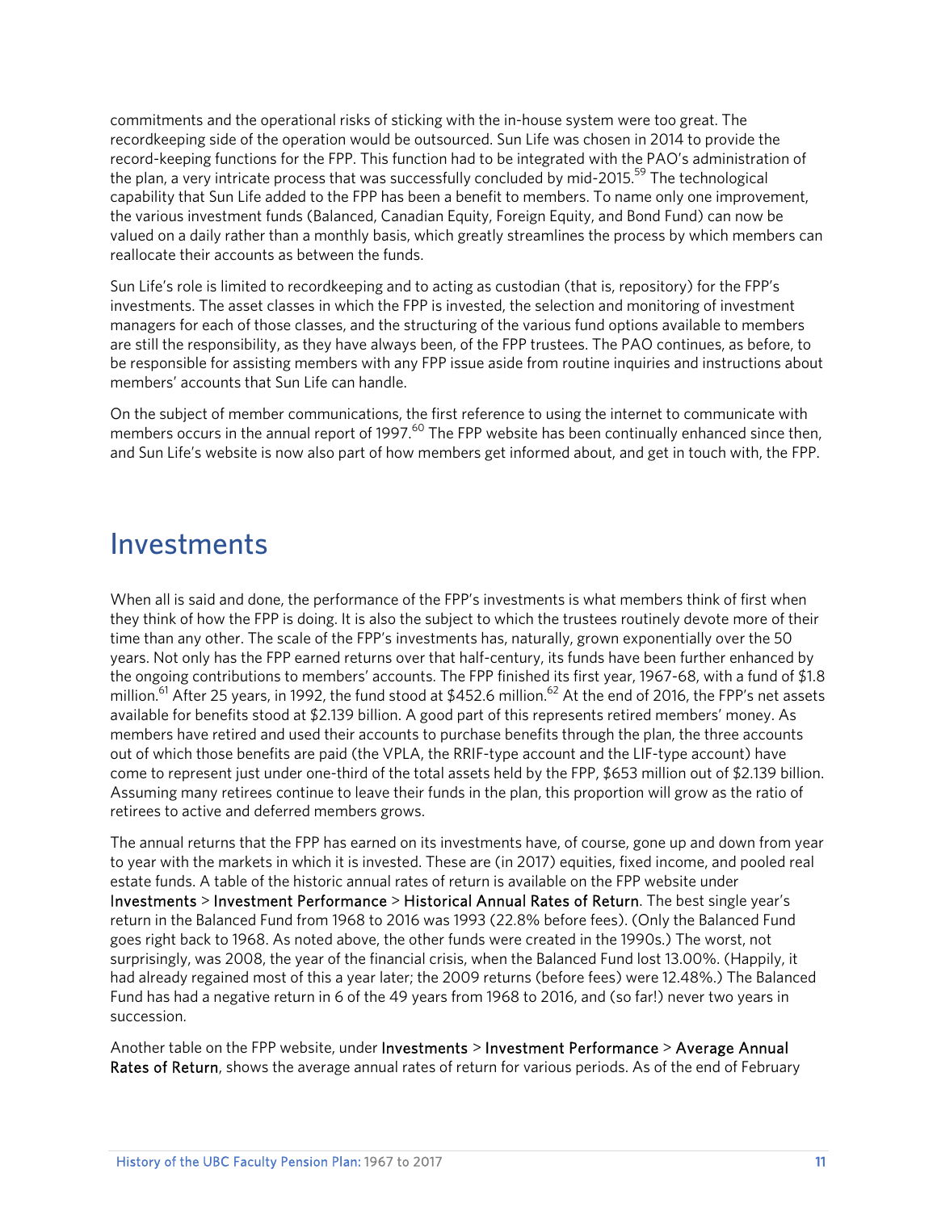commitments and the operational risks of sticking with the in-house system were too great. The recordkeeping side of the operation would be outsourced. Sun Life was chosen in 2014 to provide the record-keeping functions for the FPP. This function had to be integrated with the PAO's administration of the plan, a very intricate process that was successfully concluded by mid-2015.[59] The technological capability that Sun Life added to the FPP has been a benefit to members. To name only one improvement, the various investment funds (Balanced, Canadian Equity, Foreign Equity, and Bond Fund) can now be valued on a daily rather than a monthly basis, which greatly streamlines the process by which members can reallocate their accounts as between the funds.

Sun Life's role is limited to recordkeeping and to acting as custodian (that is, repository) for the FPP's investments. The asset classes in which the FPP is invested, the selection and monitoring of investment managers for each of those classes, and the structuring of the various fund options available to members are still the responsibility, as they have always been, of the FPP trustees. The PAO continues, as before, to be responsible for assisting members with any FPP issue aside from routine inquiries and instructions about members' accounts that Sun Life can handle.

On the subject of member communications, the first reference to using the internet to communicate with members occurs in the annual report of 1997.[60] The FPP website has been continually enhanced since then, and Sun Life's website is now also part of how members get informed about, and get in touch with, the FPP.

## Investments

When all is said and done, the performance of the FPP's investments is what members think of first when they think of how the FPP is doing. It is also the subject to which the trustees routinely devote more of their time than any other. The scale of the FPP's investments has, naturally, grown exponentially over the 50 years. Not only has the FPP earned returns over that half-century, its funds have been further enhanced by the ongoing contributions to members' accounts. The FPP finished its first year, 1967-68, with a fund of $1.8 million.[61] After 25 years, in 1992, the fund stood at $452.6 million.[62] At the end of 2016, the FPP's net assets available for benefits stood at $2.139 billion. A good part of this represents retired members' money. As members have retired and used their accounts to purchase benefits through the plan, the three accounts out of which those benefits are paid (the VPLA, the RRIF-type account and the LIF-type account) have come to represent just under one-third of the total assets held by the FPP, $653 million out of $2.139 billion. Assuming many retirees continue to leave their funds in the plan, this proportion will grow as the ratio of retirees to active and deferred members grows.

The annual returns that the FPP has earned on its investments have, of course, gone up and down from year to year with the markets in which it is invested. These are (in 2017) equities, fixed income, and pooled real estate funds. A table of the historic annual rates of return is available on the FPP website under **Investments** > **Investment Performance** > **Historical Annual Rates of Return**. The best single year's return in the Balanced Fund from 1968 to 2016 was 1993 (22.8% before fees). (Only the Balanced Fund goes right back to 1968. As noted above, the other funds were created in the 1990s.) The worst, not surprisingly, was 2008, the year of the financial crisis, when the Balanced Fund lost 13.00%. (Happily, it had already regained most of this a year later; the 2009 returns (before fees) were 12.48%.) The Balanced Fund has had a negative return in 6 of the 49 years from 1968 to 2016, and (so far!) never two years in succession.

Another table on the FPP website, under **Investments** > **Investment Performance** > **Average Annual Rates of Return**, shows the average annual rates of return for various periods. As of the end of February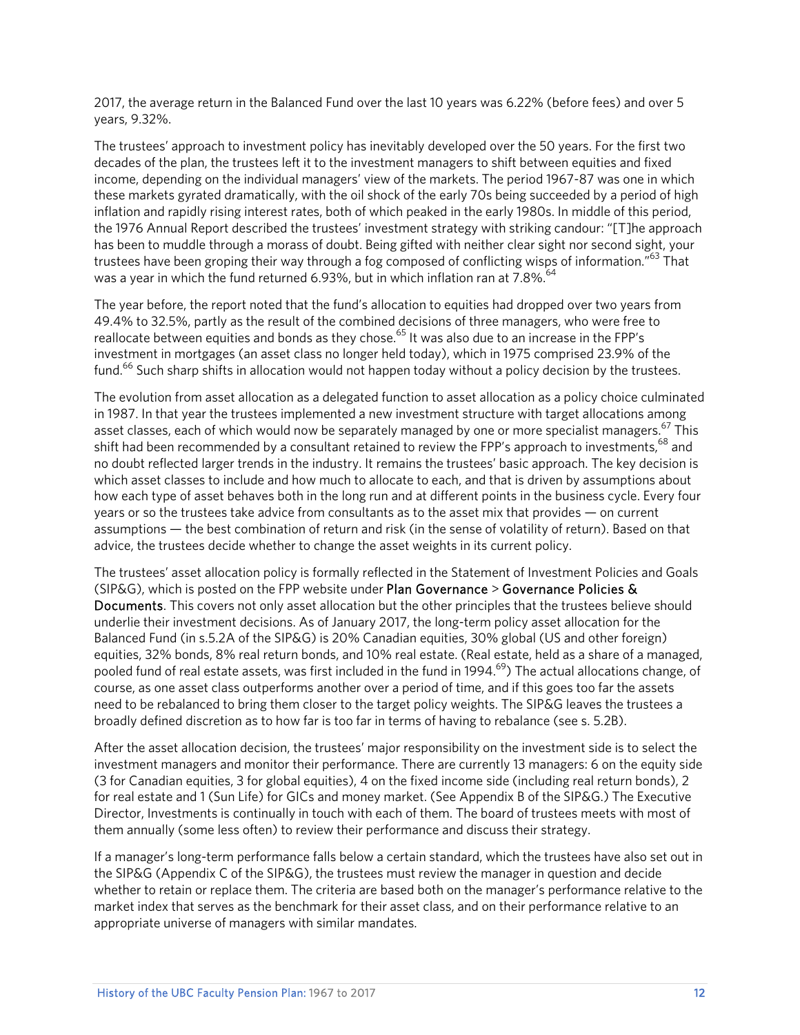2017, the average return in the Balanced Fund over the last 10 years was 6.22% (before fees) and over 5 years, 9.32%.

The trustees' approach to investment policy has inevitably developed over the 50 years. For the first two decades of the plan, the trustees left it to the investment managers to shift between equities and fixed income, depending on the individual managers' view of the markets. The period 1967-87 was one in which these markets gyrated dramatically, with the oil shock of the early 70s being succeeded by a period of high inflation and rapidly rising interest rates, both of which peaked in the early 1980s. In middle of this period, the 1976 Annual Report described the trustees' investment strategy with striking candour: "[T]he approach has been to muddle through a morass of doubt. Being gifted with neither clear sight nor second sight, your trustees have been groping their way through a fog composed of conflicting wisps of information."[63] That was a year in which the fund returned 6.93%, but in which inflation ran at 7.8%.[64]

The year before, the report noted that the fund's allocation to equities had dropped over two years from 49.4% to 32.5%, partly as the result of the combined decisions of three managers, who were free to reallocate between equities and bonds as they chose.[65] It was also due to an increase in the FPP's investment in mortgages (an asset class no longer held today), which in 1975 comprised 23.9% of the fund.[66] Such sharp shifts in allocation would not happen today without a policy decision by the trustees.

The evolution from asset allocation as a delegated function to asset allocation as a policy choice culminated in 1987. In that year the trustees implemented a new investment structure with target allocations among asset classes, each of which would now be separately managed by one or more specialist managers.[67] This shift had been recommended by a consultant retained to review the FPP's approach to investments,[68] and no doubt reflected larger trends in the industry. It remains the trustees' basic approach. The key decision is which asset classes to include and how much to allocate to each, and that is driven by assumptions about how each type of asset behaves both in the long run and at different points in the business cycle. Every four years or so the trustees take advice from consultants as to the asset mix that provides — on current assumptions — the best combination of return and risk (in the sense of volatility of return). Based on that advice, the trustees decide whether to change the asset weights in its current policy.

The trustees' asset allocation policy is formally reflected in the Statement of Investment Policies and Goals (SIP&G), which is posted on the FPP website under Plan Governance > Governance Policies & Documents. This covers not only asset allocation but the other principles that the trustees believe should underlie their investment decisions. As of January 2017, the long-term policy asset allocation for the Balanced Fund (in s.5.2A of the SIP&G) is 20% Canadian equities, 30% global (US and other foreign) equities, 32% bonds, 8% real return bonds, and 10% real estate. (Real estate, held as a share of a managed, pooled fund of real estate assets, was first included in the fund in 1994.[69]) The actual allocations change, of course, as one asset class outperforms another over a period of time, and if this goes too far the assets need to be rebalanced to bring them closer to the target policy weights. The SIP&G leaves the trustees a broadly defined discretion as to how far is too far in terms of having to rebalance (see s. 5.2B).

After the asset allocation decision, the trustees' major responsibility on the investment side is to select the investment managers and monitor their performance. There are currently 13 managers: 6 on the equity side (3 for Canadian equities, 3 for global equities), 4 on the fixed income side (including real return bonds), 2 for real estate and 1 (Sun Life) for GICs and money market. (See Appendix B of the SIP&G.) The Executive Director, Investments is continually in touch with each of them. The board of trustees meets with most of them annually (some less often) to review their performance and discuss their strategy.

If a manager's long-term performance falls below a certain standard, which the trustees have also set out in the SIP&G (Appendix C of the SIP&G), the trustees must review the manager in question and decide whether to retain or replace them. The criteria are based both on the manager's performance relative to the market index that serves as the benchmark for their asset class, and on their performance relative to an appropriate universe of managers with similar mandates.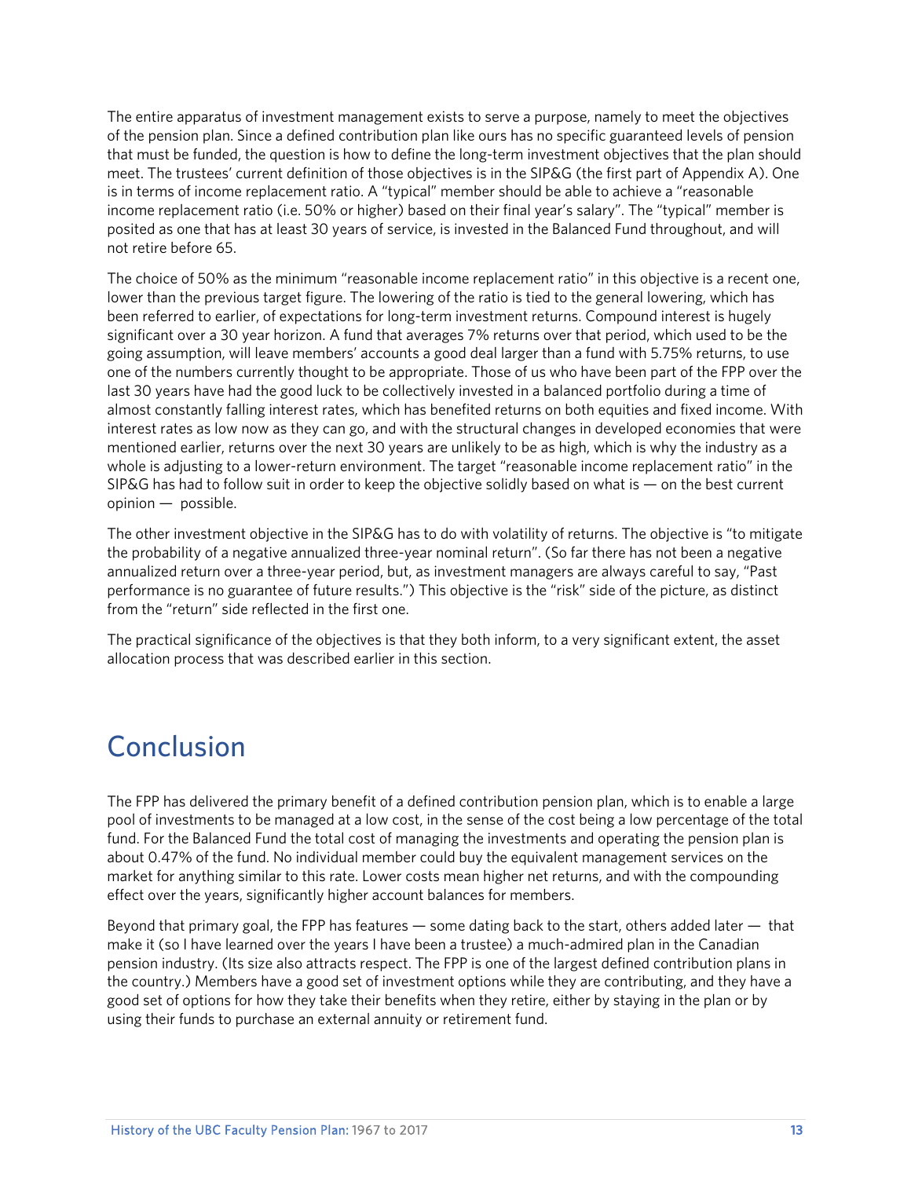The entire apparatus of investment management exists to serve a purpose, namely to meet the objectives of the pension plan. Since a defined contribution plan like ours has no specific guaranteed levels of pension that must be funded, the question is how to define the long-term investment objectives that the plan should meet. The trustees' current definition of those objectives is in the SIP&G (the first part of Appendix A). One is in terms of income replacement ratio. A "typical" member should be able to achieve a "reasonable income replacement ratio (i.e. 50% or higher) based on their final year's salary". The "typical" member is posited as one that has at least 30 years of service, is invested in the Balanced Fund throughout, and will not retire before 65.

The choice of 50% as the minimum "reasonable income replacement ratio" in this objective is a recent one, lower than the previous target figure. The lowering of the ratio is tied to the general lowering, which has been referred to earlier, of expectations for long-term investment returns. Compound interest is hugely significant over a 30 year horizon. A fund that averages 7% returns over that period, which used to be the going assumption, will leave members' accounts a good deal larger than a fund with 5.75% returns, to use one of the numbers currently thought to be appropriate. Those of us who have been part of the FPP over the last 30 years have had the good luck to be collectively invested in a balanced portfolio during a time of almost constantly falling interest rates, which has benefited returns on both equities and fixed income. With interest rates as low now as they can go, and with the structural changes in developed economies that were mentioned earlier, returns over the next 30 years are unlikely to be as high, which is why the industry as a whole is adjusting to a lower-return environment. The target "reasonable income replacement ratio" in the SIP&G has had to follow suit in order to keep the objective solidly based on what is — on the best current opinion — possible.

The other investment objective in the SIP&G has to do with volatility of returns. The objective is "to mitigate the probability of a negative annualized three-year nominal return". (So far there has not been a negative annualized return over a three-year period, but, as investment managers are always careful to say, "Past performance is no guarantee of future results.") This objective is the "risk" side of the picture, as distinct from the "return" side reflected in the first one.

The practical significance of the objectives is that they both inform, to a very significant extent, the asset allocation process that was described earlier in this section.

# Conclusion

The FPP has delivered the primary benefit of a defined contribution pension plan, which is to enable a large pool of investments to be managed at a low cost, in the sense of the cost being a low percentage of the total fund. For the Balanced Fund the total cost of managing the investments and operating the pension plan is about 0.47% of the fund. No individual member could buy the equivalent management services on the market for anything similar to this rate. Lower costs mean higher net returns, and with the compounding effect over the years, significantly higher account balances for members.

Beyond that primary goal, the FPP has features — some dating back to the start, others added later — that make it (so I have learned over the years I have been a trustee) a much-admired plan in the Canadian pension industry. (Its size also attracts respect. The FPP is one of the largest defined contribution plans in the country.) Members have a good set of investment options while they are contributing, and they have a good set of options for how they take their benefits when they retire, either by staying in the plan or by using their funds to purchase an external annuity or retirement fund.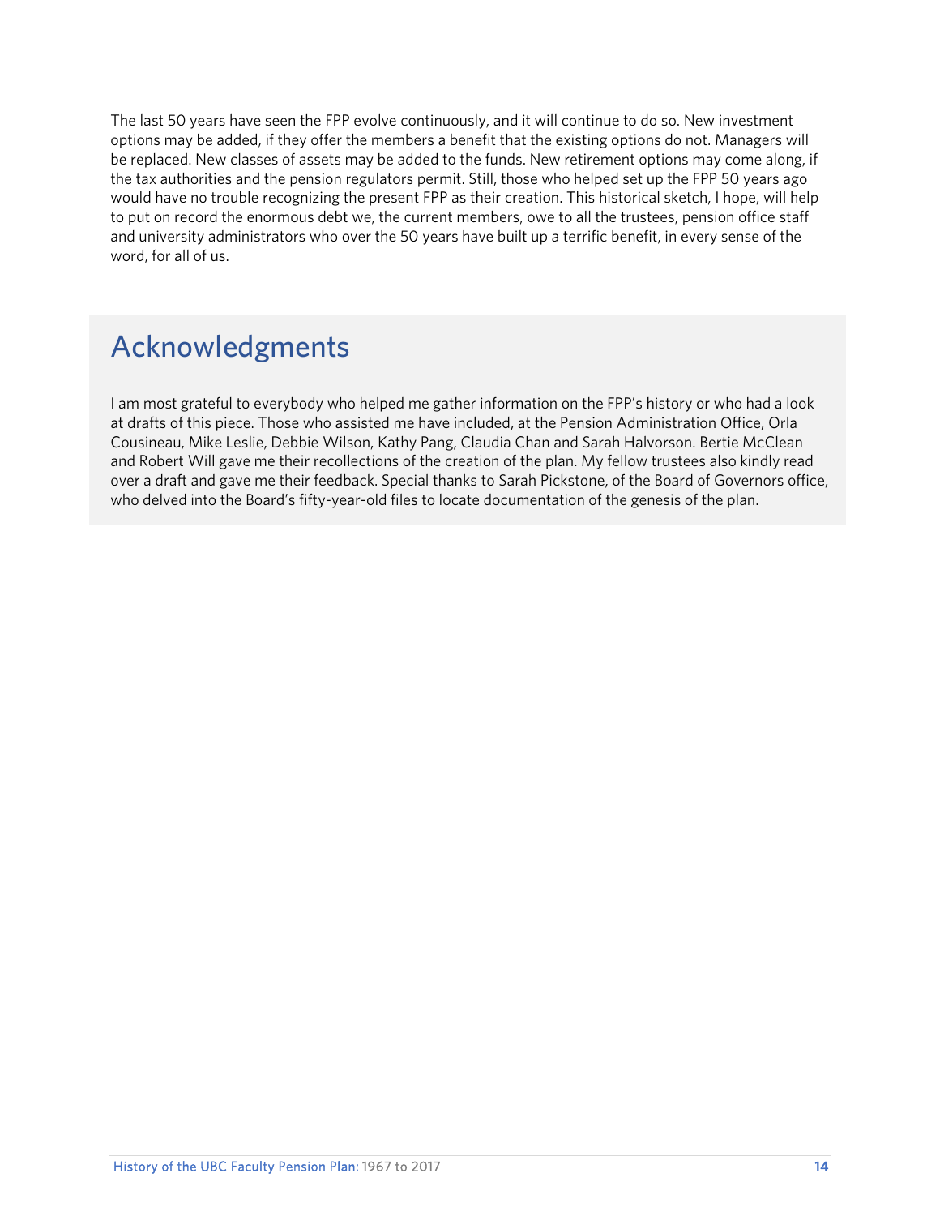The last 50 years have seen the FPP evolve continuously, and it will continue to do so. New investment options may be added, if they offer the members a benefit that the existing options do not. Managers will be replaced. New classes of assets may be added to the funds. New retirement options may come along, if the tax authorities and the pension regulators permit. Still, those who helped set up the FPP 50 years ago would have no trouble recognizing the present FPP as their creation. This historical sketch, I hope, will help to put on record the enormous debt we, the current members, owe to all the trustees, pension office staff and university administrators who over the 50 years have built up a terrific benefit, in every sense of the word, for all of us.

## Acknowledgments

I am most grateful to everybody who helped me gather information on the FPP's history or who had a look at drafts of this piece. Those who assisted me have included, at the Pension Administration Office, Orla Cousineau, Mike Leslie, Debbie Wilson, Kathy Pang, Claudia Chan and Sarah Halvorson. Bertie McClean and Robert Will gave me their recollections of the creation of the plan. My fellow trustees also kindly read over a draft and gave me their feedback. Special thanks to Sarah Pickstone, of the Board of Governors office, who delved into the Board's fifty-year-old files to locate documentation of the genesis of the plan.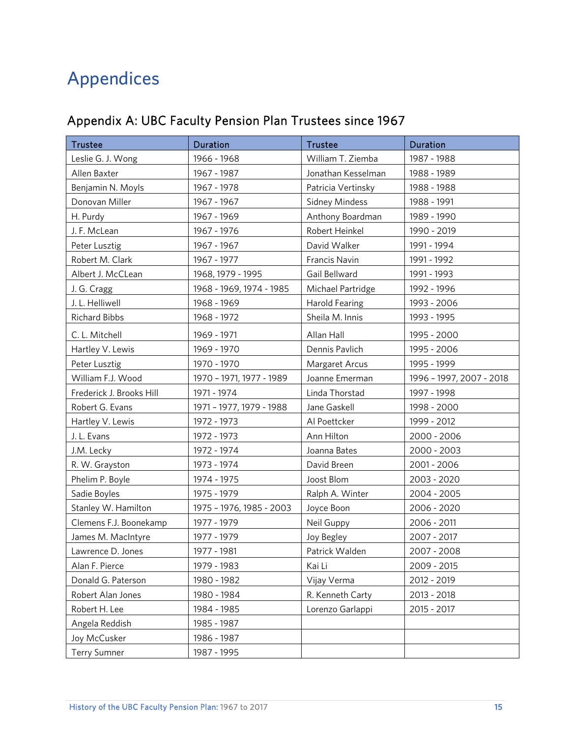# Appendices

## Appendix A: UBC Faculty Pension Plan Trustees since 1967

| Trustee | Duration | Trustee | Duration |
|---|---|---|---|
| Leslie G. J. Wong | 1966 - 1968 | William T. Ziemba | 1987 - 1988 |
| Allen Baxter | 1967 - 1987 | Jonathan Kesselman | 1988 - 1989 |
| Benjamin N. Moyls | 1967 - 1978 | Patricia Vertinsky | 1988 - 1988 |
| Donovan Miller | 1967 - 1967 | Sidney Mindess | 1988 - 1991 |
| H. Purdy | 1967 - 1969 | Anthony Boardman | 1989 - 1990 |
| J. F. McLean | 1967 - 1976 | Robert Heinkel | 1990 - 2019 |
| Peter Lusztig | 1967 - 1967 | David Walker | 1991 - 1994 |
| Robert M. Clark | 1967 - 1977 | Francis Navin | 1991 - 1992 |
| Albert J. McClean | 1968, 1979 - 1995 | Gail Bellward | 1991 - 1993 |
| J. G. Cragg | 1968 - 1969, 1974 - 1985 | Michael Partridge | 1992 - 1996 |
| J. L. Helliwell | 1968 - 1969 | Harold Fearing | 1993 - 2006 |
| Richard Bibbs | 1968 - 1972 | Sheila M. Innis | 1993 - 1995 |
| C. L. Mitchell | 1969 - 1971 | Allan Hall | 1995 - 2000 |
| Hartley V. Lewis | 1969 - 1970 | Dennis Pavlich | 1995 - 2006 |
| Peter Lusztig | 1970 - 1970 | Margaret Arcus | 1995 - 1999 |
| William F.J. Wood | 1970 – 1971, 1977 - 1989 | Joanne Emerman | 1996 – 1997, 2007 - 2018 |
| Frederick J. Brooks Hill | 1971 - 1974 | Linda Thorstad | 1997 - 1998 |
| Robert G. Evans | 1971 – 1977, 1979 - 1988 | Jane Gaskell | 1998 - 2000 |
| Hartley V. Lewis | 1972 - 1973 | Al Poettcker | 1999 - 2012 |
| J. L. Evans | 1972 - 1973 | Ann Hilton | 2000 - 2006 |
| J.M. Lecky | 1972 - 1974 | Joanna Bates | 2000 - 2003 |
| R. W. Grayston | 1973 - 1974 | David Breen | 2001 - 2006 |
| Phelim P. Boyle | 1974 - 1975 | Joost Blom | 2003 - 2020 |
| Sadie Boyles | 1975 - 1979 | Ralph A. Winter | 2004 - 2005 |
| Stanley W. Hamilton | 1975 - 1976, 1985 - 2003 | Joyce Boon | 2006 - 2020 |
| Clemens F.J. Boonekamp | 1977 - 1979 | Neil Guppy | 2006 - 2011 |
| James M. MacIntyre | 1977 - 1979 | Joy Begley | 2007 - 2017 |
| Lawrence D. Jones | 1977 - 1981 | Patrick Walden | 2007 - 2008 |
| Alan F. Pierce | 1979 - 1983 | Kai Li | 2009 - 2015 |
| Donald G. Paterson | 1980 - 1982 | Vijay Verma | 2012 - 2019 |
| Robert Alan Jones | 1980 - 1984 | R. Kenneth Carty | 2013 - 2018 |
| Robert H. Lee | 1984 - 1985 | Lorenzo Garlappi | 2015 - 2017 |
| Angela Reddish | 1985 - 1987 | | |
| Joy McCusker | 1986 - 1987 | | |
| Terry Sumner | 1987 - 1995 | | |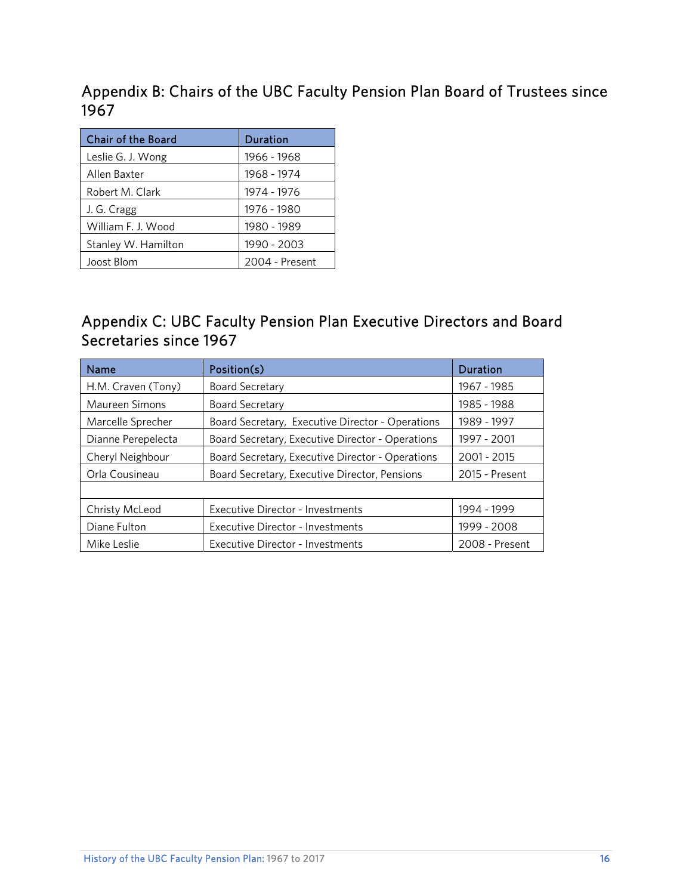## Appendix B: Chairs of the UBC Faculty Pension Plan Board of Trustees since 1967

| Chair of the Board | Duration |
|---|---|
| Leslie G. J. Wong | 1966 - 1968 |
| Allen Baxter | 1968 - 1974 |
| Robert M. Clark | 1974 - 1976 |
| J. G. Cragg | 1976 - 1980 |
| William F. J. Wood | 1980 - 1989 |
| Stanley W. Hamilton | 1990 - 2003 |
| Joost Blom | 2004 - Present |

## Appendix C: UBC Faculty Pension Plan Executive Directors and Board Secretaries since 1967

| Name | Position(s) | Duration |
|---|---|---|
| H.M. Craven (Tony) | Board Secretary | 1967 - 1985 |
| Maureen Simons | Board Secretary | 1985 - 1988 |
| Marcelle Sprecher | Board Secretary, Executive Director - Operations | 1989 - 1997 |
| Dianne Perepelecta | Board Secretary, Executive Director - Operations | 1997 - 2001 |
| Cheryl Neighbour | Board Secretary, Executive Director - Operations | 2001 - 2015 |
| Orla Cousineau | Board Secretary, Executive Director, Pensions | 2015 - Present |
| | | |
| Christy McLeod | Executive Director - Investments | 1994 - 1999 |
| Diane Fulton | Executive Director - Investments | 1999 - 2008 |
| Mike Leslie | Executive Director - Investments | 2008 - Present |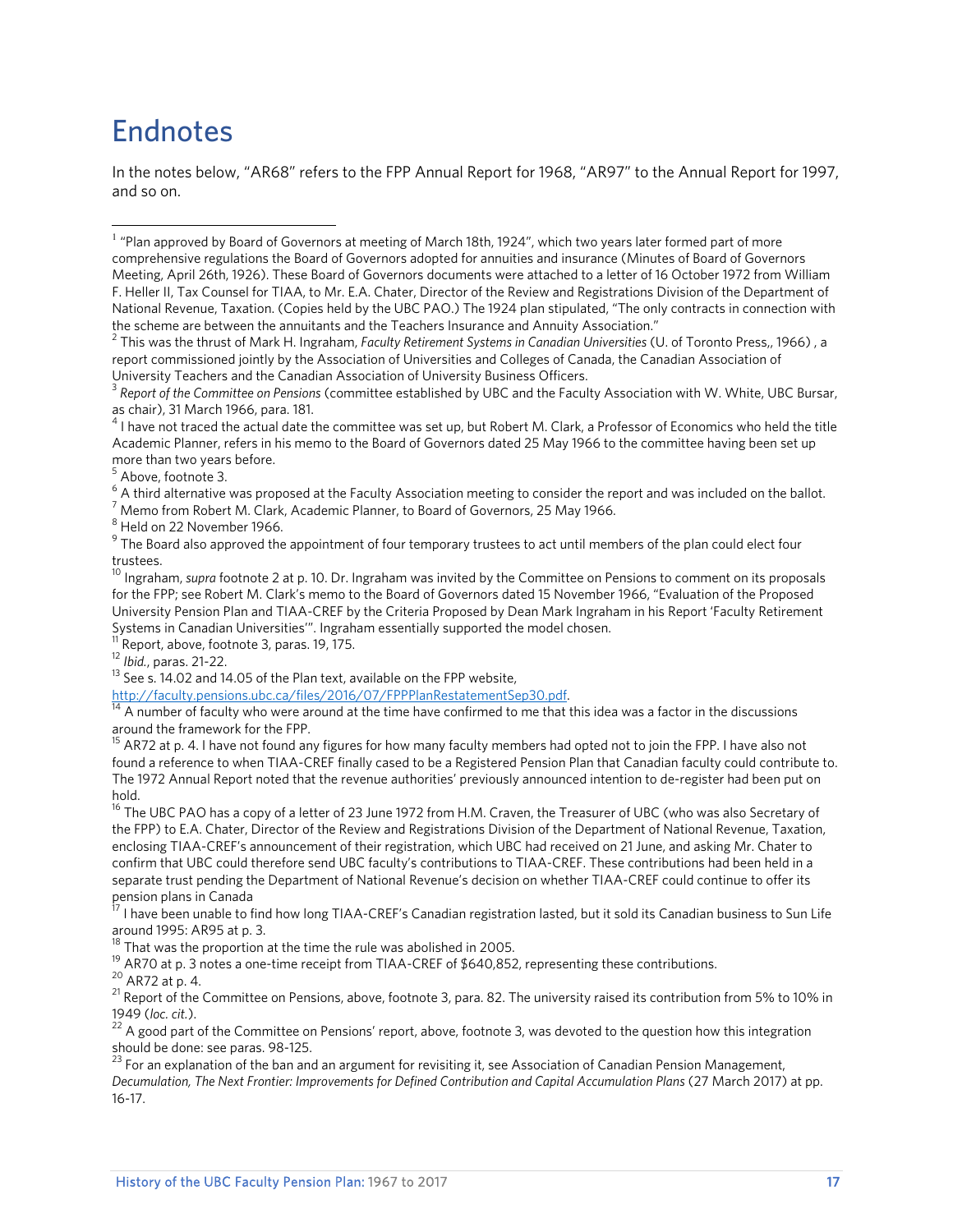# Endnotes

In the notes below, "AR68" refers to the FPP Annual Report for 1968, "AR97" to the Annual Report for 1997, and so on.

[1] "Plan approved by Board of Governors at meeting of March 18th, 1924", which two years later formed part of more comprehensive regulations the Board of Governors adopted for annuities and insurance (Minutes of Board of Governors Meeting, April 26th, 1926). These Board of Governors documents were attached to a letter of 16 October 1972 from William F. Heller II, Tax Counsel for TIAA, to Mr. E.A. Chater, Director of the Review and Registrations Division of the Department of National Revenue, Taxation. (Copies held by the UBC PAO.) The 1924 plan stipulated, "The only contracts in connection with the scheme are between the annuitants and the Teachers Insurance and Annuity Association."

[2] This was the thrust of Mark H. Ingraham, *Faculty Retirement Systems in Canadian Universities* (U. of Toronto Press,, 1966) , a report commissioned jointly by the Association of Universities and Colleges of Canada, the Canadian Association of University Teachers and the Canadian Association of University Business Officers.

[3] *Report of the Committee on Pensions* (committee established by UBC and the Faculty Association with W. White, UBC Bursar, as chair), 31 March 1966, para. 181.

[4] I have not traced the actual date the committee was set up, but Robert M. Clark, a Professor of Economics who held the title Academic Planner, refers in his memo to the Board of Governors dated 25 May 1966 to the committee having been set up more than two years before.

[5] Above, footnote 3.

[6] A third alternative was proposed at the Faculty Association meeting to consider the report and was included on the ballot.

[7] Memo from Robert M. Clark, Academic Planner, to Board of Governors, 25 May 1966.

[8] Held on 22 November 1966.

[9] The Board also approved the appointment of four temporary trustees to act until members of the plan could elect four trustees.

[10] Ingraham, *supra* footnote 2 at p. 10. Dr. Ingraham was invited by the Committee on Pensions to comment on its proposals for the FPP; see Robert M. Clark's memo to the Board of Governors dated 15 November 1966, "Evaluation of the Proposed University Pension Plan and TIAA-CREF by the Criteria Proposed by Dean Mark Ingraham in his Report 'Faculty Retirement Systems in Canadian Universities'". Ingraham essentially supported the model chosen.

[11] Report, above, footnote 3, paras. 19, 175.

[12] *Ibid.*, paras. 21-22.

[13] See s. 14.02 and 14.05 of the Plan text, available on the FPP website, http://faculty.pensions.ubc.ca/files/2016/07/FPPPlanRestatementSep30.pdf.

[14] A number of faculty who were around at the time have confirmed to me that this idea was a factor in the discussions around the framework for the FPP.

[15] AR72 at p. 4. I have not found any figures for how many faculty members had opted not to join the FPP. I have also not found a reference to when TIAA-CREF finally ceased to be a Registered Pension Plan that Canadian faculty could contribute to. The 1972 Annual Report noted that the revenue authorities' previously announced intention to de-register had been put on hold.

[16] The UBC PAO has a copy of a letter of 23 June 1972 from H.M. Craven, the Treasurer of UBC (who was also Secretary of the FPP) to E.A. Chater, Director of the Review and Registrations Division of the Department of National Revenue, Taxation, enclosing TIAA-CREF's announcement of their registration, which UBC had received on 21 June, and asking Mr. Chater to confirm that UBC could therefore send UBC faculty's contributions to TIAA-CREF. These contributions had been held in a separate trust pending the Department of National Revenue's decision on whether TIAA-CREF could continue to offer its pension plans in Canada

[17] I have been unable to find how long TIAA-CREF's Canadian registration lasted, but it sold its Canadian business to Sun Life around 1995: AR95 at p. 3.

[18] That was the proportion at the time the rule was abolished in 2005.

[19] AR70 at p. 3 notes a one-time receipt from TIAA-CREF of $640,852, representing these contributions.

[20] AR72 at p. 4.

[21] Report of the Committee on Pensions, above, footnote 3, para. 82. The university raised its contribution from 5% to 10% in 1949 (*loc. cit.*).

[22] A good part of the Committee on Pensions' report, above, footnote 3, was devoted to the question how this integration should be done: see paras. 98-125.

[23] For an explanation of the ban and an argument for revisiting it, see Association of Canadian Pension Management, *Decumulation, The Next Frontier: Improvements for Defined Contribution and Capital Accumulation Plans* (27 March 2017) at pp. 16-17.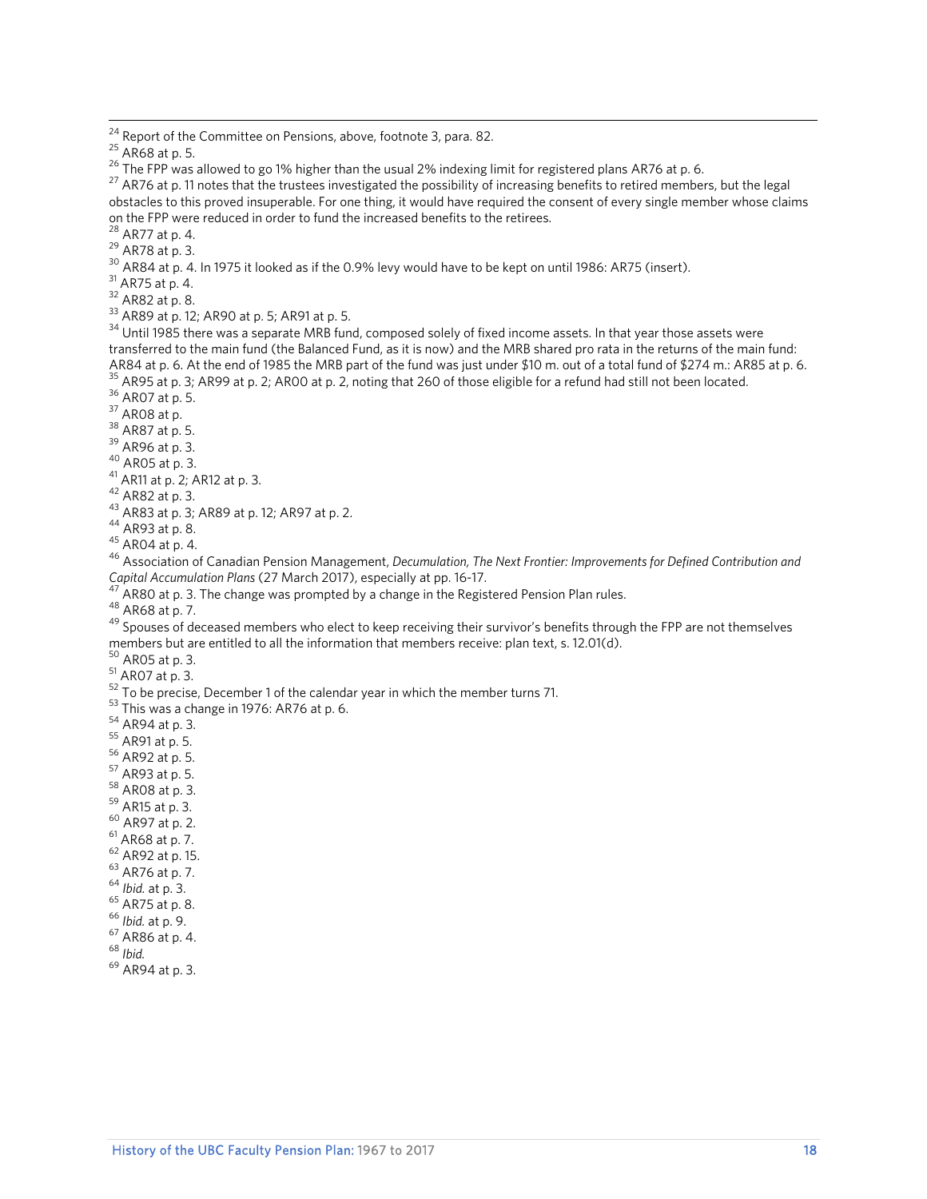[24] Report of the Committee on Pensions, above, footnote 3, para. 82.

[25] AR68 at p. 5.

[26] The FPP was allowed to go 1% higher than the usual 2% indexing limit for registered plans AR76 at p. 6.

[27] AR76 at p. 11 notes that the trustees investigated the possibility of increasing benefits to retired members, but the legal obstacles to this proved insuperable. For one thing, it would have required the consent of every single member whose claims on the FPP were reduced in order to fund the increased benefits to the retirees.

[28] AR77 at p. 4.

[29] AR78 at p. 3.

[30] AR84 at p. 4. In 1975 it looked as if the 0.9% levy would have to be kept on until 1986: AR75 (insert).

[31] AR75 at p. 4.

[32] AR82 at p. 8.

[33] AR89 at p. 12; AR90 at p. 5; AR91 at p. 5.

[34] Until 1985 there was a separate MRB fund, composed solely of fixed income assets. In that year those assets were transferred to the main fund (the Balanced Fund, as it is now) and the MRB shared pro rata in the returns of the main fund: AR84 at p. 6. At the end of 1985 the MRB part of the fund was just under $10 m. out of a total fund of $274 m.: AR85 at p. 6.

[35] AR95 at p. 3; AR99 at p. 2; AR00 at p. 2, noting that 260 of those eligible for a refund had still not been located.

[36] AR07 at p. 5.

[37] AR08 at p.

[38] AR87 at p. 5.

[39] AR96 at p. 3.

[40] AR05 at p. 3.

[41] AR11 at p. 2; AR12 at p. 3.

[42] AR82 at p. 3.

[43] AR83 at p. 3; AR89 at p. 12; AR97 at p. 2.

[44] AR93 at p. 8.

[45] AR04 at p. 4.

[46] Association of Canadian Pension Management, *Decumulation, The Next Frontier: Improvements for Defined Contribution and Capital Accumulation Plans* (27 March 2017), especially at pp. 16-17.

[47] AR80 at p. 3. The change was prompted by a change in the Registered Pension Plan rules.

[48] AR68 at p. 7.

[49] Spouses of deceased members who elect to keep receiving their survivor's benefits through the FPP are not themselves members but are entitled to all the information that members receive: plan text, s. 12.01(d).

[50] AR05 at p. 3.

[51] AR07 at p. 3.

[52] To be precise, December 1 of the calendar year in which the member turns 71.

[53] This was a change in 1976: AR76 at p. 6.

[54] AR94 at p. 3.

[55] AR91 at p. 5.

[56] AR92 at p. 5.

[57] AR93 at p. 5.

[58] AR08 at p. 3.

[59] AR15 at p. 3.

[60] AR97 at p. 2.

[61] AR68 at p. 7.

[62] AR92 at p. 15.

[63] AR76 at p. 7.

[64] *Ibid.* at p. 3.

[65] AR75 at p. 8.

[66] *Ibid.* at p. 9.

[67] AR86 at p. 4.

[68] *Ibid.*

[69] AR94 at p. 3.